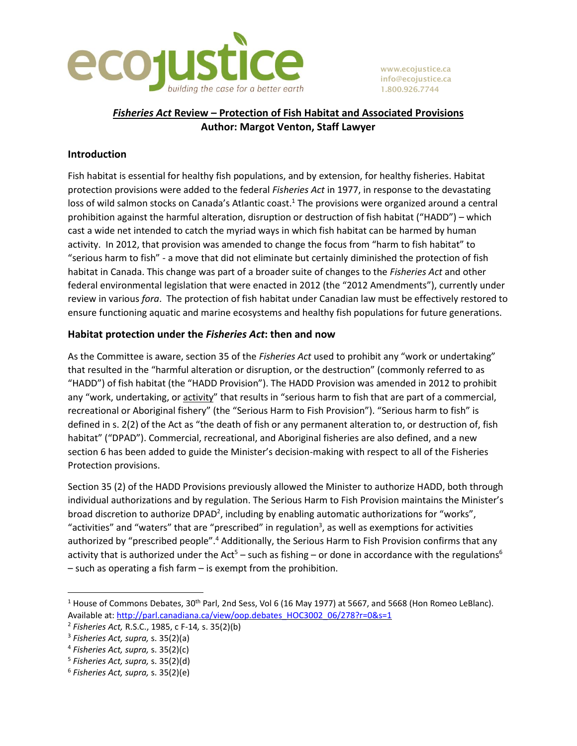# *Fisheries Act* Review – Protection of Fish Habitat and Associated Provisions

**Author: Margot Venton, Staff Lawyer**

## Introduction

Fish habitat is essential for healthy fish populations, and by extension, for healthy fisheries. Habitat protection provisions were added to the federal *Fisheries Act* in 1977, in response to the devastating loss of wild salmon stocks on Canada's Atlantic coast.[1] The provisions were organized around a central prohibition against the harmful alteration, disruption or destruction of fish habitat ("HADD") – which cast a wide net intended to catch the myriad ways in which fish habitat can be harmed by human activity. In 2012, that provision was amended to change the focus from "harm to fish habitat" to "serious harm to fish" - a move that did not eliminate but certainly diminished the protection of fish habitat in Canada. This change was part of a broader suite of changes to the *Fisheries Act* and other federal environmental legislation that were enacted in 2012 (the "2012 Amendments"), currently under review in various *fora*. The protection of fish habitat under Canadian law must be effectively restored to ensure functioning aquatic and marine ecosystems and healthy fish populations for future generations.

## Habitat protection under the *Fisheries Act*: then and now

As the Committee is aware, section 35 of the *Fisheries Act* used to prohibit any "work or undertaking" that resulted in the "harmful alteration or disruption, or the destruction" (commonly referred to as "HADD") of fish habitat (the "HADD Provision"). The HADD Provision was amended in 2012 to prohibit any "work, undertaking, or <u>activity</u>" that results in "serious harm to fish that are part of a commercial, recreational or Aboriginal fishery" (the "Serious Harm to Fish Provision"). "Serious harm to fish" is defined in s. 2(2) of the Act as "the death of fish or any permanent alteration to, or destruction of, fish habitat" ("DPAD"). Commercial, recreational, and Aboriginal fisheries are also defined, and a new section 6 has been added to guide the Minister's decision-making with respect to all of the Fisheries Protection provisions.

Section 35 (2) of the HADD Provisions previously allowed the Minister to authorize HADD, both through individual authorizations and by regulation. The Serious Harm to Fish Provision maintains the Minister's broad discretion to authorize DPAD[2], including by enabling automatic authorizations for "works", "activities" and "waters" that are "prescribed" in regulation[3], as well as exemptions for activities authorized by "prescribed people".[4] Additionally, the Serious Harm to Fish Provision confirms that any activity that is authorized under the Act[5] – such as fishing – or done in accordance with the regulations[6] – such as operating a fish farm – is exempt from the prohibition.

---

[1] House of Commons Debates, 30th Parl, 2nd Sess, Vol 6 (16 May 1977) at 5667, and 5668 (Hon Romeo LeBlanc). Available at: http://parl.canadiana.ca/view/oop.debates_HOC3002_06/278?r=0&s=1

[2] *Fisheries Act,* R.S.C., 1985, c F-14*,* s. 35(2)(b)

[3] *Fisheries Act, supra,* s. 35(2)(a)

[4] *Fisheries Act, supra,* s. 35(2)(c)

[5] *Fisheries Act, supra,* s. 35(2)(d)

[6] *Fisheries Act, supra,* s. 35(2)(e)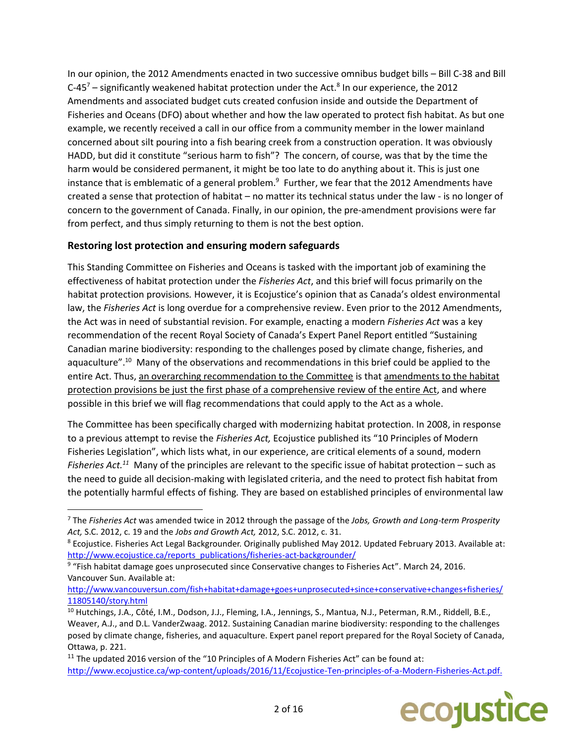In our opinion, the 2012 Amendments enacted in two successive omnibus budget bills – Bill C-38 and Bill C-45[7] – significantly weakened habitat protection under the Act.[8] In our experience, the 2012 Amendments and associated budget cuts created confusion inside and outside the Department of Fisheries and Oceans (DFO) about whether and how the law operated to protect fish habitat. As but one example, we recently received a call in our office from a community member in the lower mainland concerned about silt pouring into a fish bearing creek from a construction operation. It was obviously HADD, but did it constitute "serious harm to fish"? The concern, of course, was that by the time the harm would be considered permanent, it might be too late to do anything about it. This is just one instance that is emblematic of a general problem.[9] Further, we fear that the 2012 Amendments have created a sense that protection of habitat – no matter its technical status under the law - is no longer of concern to the government of Canada. Finally, in our opinion, the pre-amendment provisions were far from perfect, and thus simply returning to them is not the best option.

### Restoring lost protection and ensuring modern safeguards

This Standing Committee on Fisheries and Oceans is tasked with the important job of examining the effectiveness of habitat protection under the *Fisheries Act*, and this brief will focus primarily on the habitat protection provisions. However, it is Ecojustice's opinion that as Canada's oldest environmental law, the *Fisheries Act* is long overdue for a comprehensive review. Even prior to the 2012 Amendments, the Act was in need of substantial revision. For example, enacting a modern *Fisheries Act* was a key recommendation of the recent Royal Society of Canada's Expert Panel Report entitled "Sustaining Canadian marine biodiversity: responding to the challenges posed by climate change, fisheries, and aquaculture".[10] Many of the observations and recommendations in this brief could be applied to the entire Act. Thus, <u>an overarching recommendation to the Committee</u> is that <u>amendments to the habitat protection provisions be just the first phase of a comprehensive review of the entire Act</u>, and where possible in this brief we will flag recommendations that could apply to the Act as a whole.

The Committee has been specifically charged with modernizing habitat protection. In 2008, in response to a previous attempt to revise the *Fisheries Act,* Ecojustice published its "10 Principles of Modern Fisheries Legislation", which lists what, in our experience, are critical elements of a sound, modern *Fisheries Act.*[11] Many of the principles are relevant to the specific issue of habitat protection – such as the need to guide all decision-making with legislated criteria, and the need to protect fish habitat from the potentially harmful effects of fishing. They are based on established principles of environmental law

---

[7] The *Fisheries Act* was amended twice in 2012 through the passage of the *Jobs, Growth and Long-term Prosperity Act,* S.C. 2012, c. 19 and the *Jobs and Growth Act,* 2012, S.C. 2012, c. 31.

[8] Ecojustice. Fisheries Act Legal Backgrounder. Originally published May 2012. Updated February 2013. Available at: http://www.ecojustice.ca/reports_publications/fisheries-act-backgrounder/

[9] "Fish habitat damage goes unprosecuted since Conservative changes to Fisheries Act". March 24, 2016. Vancouver Sun. Available at: http://www.vancouversun.com/fish+habitat+damage+goes+unprosecuted+since+conservative+changes+fisheries/11805140/story.html

[10] Hutchings, J.A., Côté, I.M., Dodson, J.J., Fleming, I.A., Jennings, S., Mantua, N.J., Peterman, R.M., Riddell, B.E., Weaver, A.J., and D.L. VanderZwaag. 2012. Sustaining Canadian marine biodiversity: responding to the challenges posed by climate change, fisheries, and aquaculture. Expert panel report prepared for the Royal Society of Canada, Ottawa, p. 221.

[11] The updated 2016 version of the "10 Principles of A Modern Fisheries Act" can be found at: http://www.ecojustice.ca/wp-content/uploads/2016/11/Ecojustice-Ten-principles-of-a-Modern-Fisheries-Act.pdf.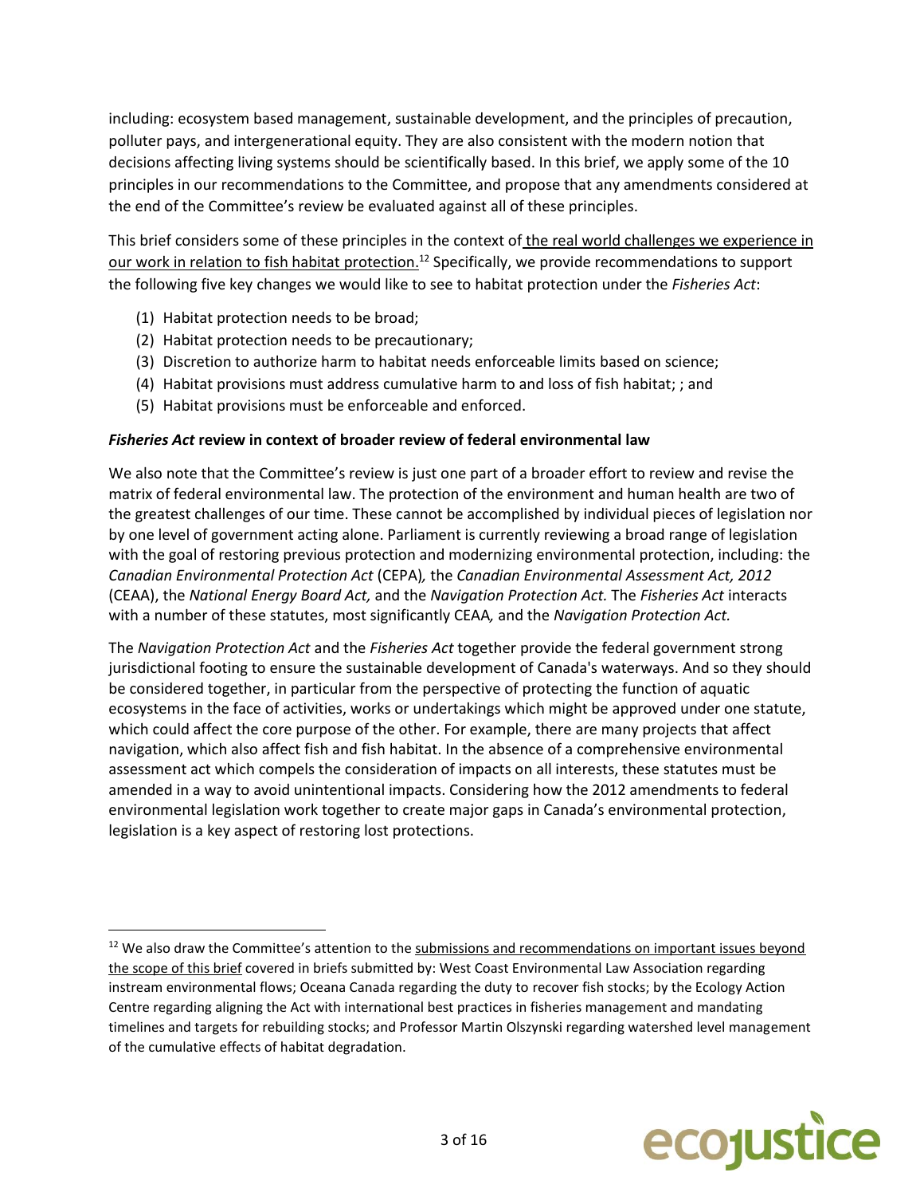including: ecosystem based management, sustainable development, and the principles of precaution, polluter pays, and intergenerational equity. They are also consistent with the modern notion that decisions affecting living systems should be scientifically based. In this brief, we apply some of the 10 principles in our recommendations to the Committee, and propose that any amendments considered at the end of the Committee's review be evaluated against all of these principles.

This brief considers some of these principles in the context of the real world challenges we experience in our work in relation to fish habitat protection.[12] Specifically, we provide recommendations to support the following five key changes we would like to see to habitat protection under the *Fisheries Act*:

(1) Habitat protection needs to be broad;
(2) Habitat protection needs to be precautionary;
(3) Discretion to authorize harm to habitat needs enforceable limits based on science;
(4) Habitat provisions must address cumulative harm to and loss of fish habitat; ; and
(5) Habitat provisions must be enforceable and enforced.

### *Fisheries Act* review in context of broader review of federal environmental law

We also note that the Committee's review is just one part of a broader effort to review and revise the matrix of federal environmental law. The protection of the environment and human health are two of the greatest challenges of our time. These cannot be accomplished by individual pieces of legislation nor by one level of government acting alone. Parliament is currently reviewing a broad range of legislation with the goal of restoring previous protection and modernizing environmental protection, including: the *Canadian Environmental Protection Act* (CEPA)*,* the *Canadian Environmental Assessment Act, 2012* (CEAA), the *National Energy Board Act,* and the *Navigation Protection Act.* The *Fisheries Act* interacts with a number of these statutes, most significantly CEAA*,* and the *Navigation Protection Act.*

The *Navigation Protection Act* and the *Fisheries Act* together provide the federal government strong jurisdictional footing to ensure the sustainable development of Canada's waterways. And so they should be considered together, in particular from the perspective of protecting the function of aquatic ecosystems in the face of activities, works or undertakings which might be approved under one statute, which could affect the core purpose of the other. For example, there are many projects that affect navigation, which also affect fish and fish habitat. In the absence of a comprehensive environmental assessment act which compels the consideration of impacts on all interests, these statutes must be amended in a way to avoid unintentional impacts. Considering how the 2012 amendments to federal environmental legislation work together to create major gaps in Canada's environmental protection, legislation is a key aspect of restoring lost protections.

---

[12] We also draw the Committee's attention to the submissions and recommendations on important issues beyond the scope of this brief covered in briefs submitted by: West Coast Environmental Law Association regarding instream environmental flows; Oceana Canada regarding the duty to recover fish stocks; by the Ecology Action Centre regarding aligning the Act with international best practices in fisheries management and mandating timelines and targets for rebuilding stocks; and Professor Martin Olszynski regarding watershed level management of the cumulative effects of habitat degradation.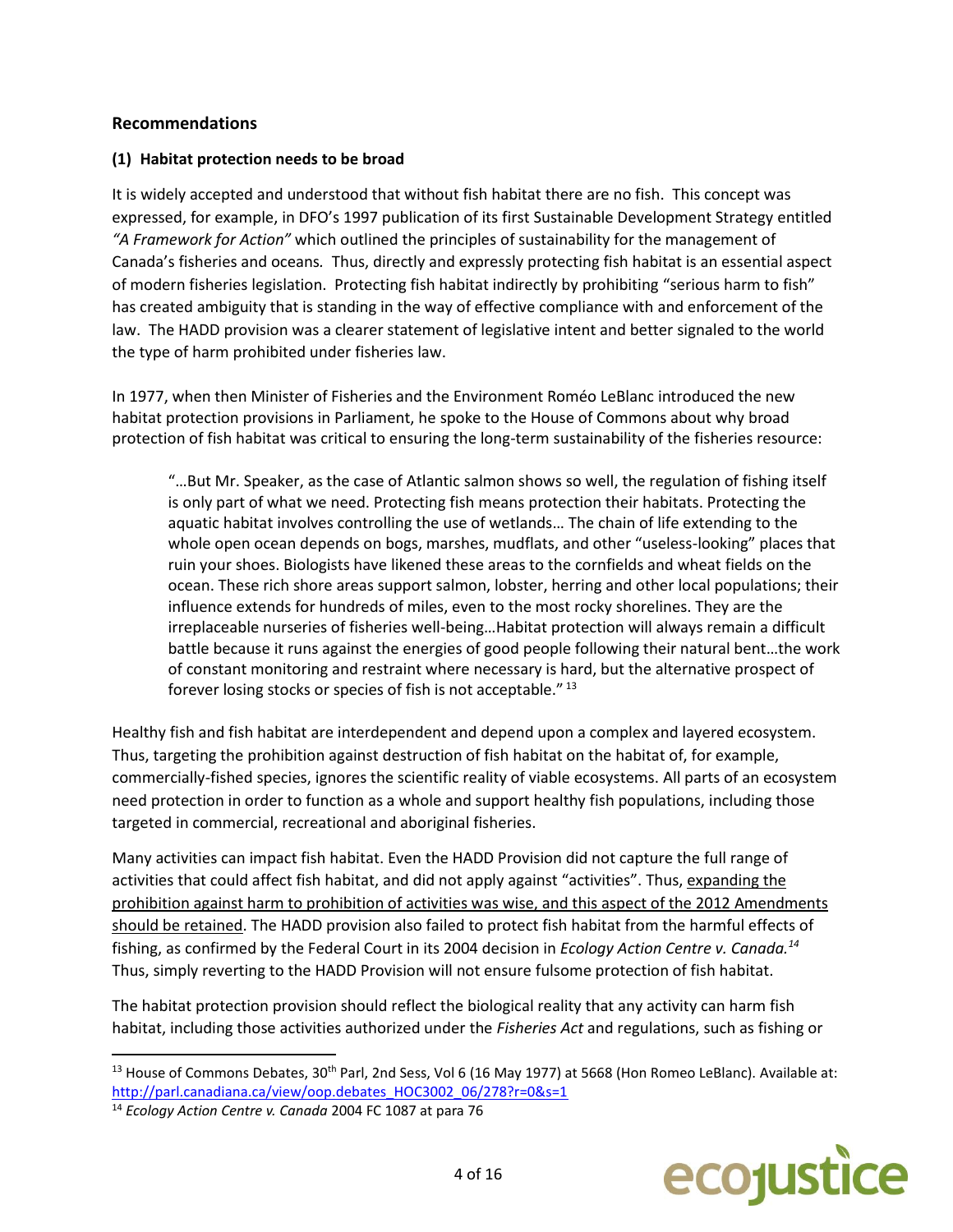## Recommendations

### (1) Habitat protection needs to be broad

It is widely accepted and understood that without fish habitat there are no fish. This concept was expressed, for example, in DFO's 1997 publication of its first Sustainable Development Strategy entitled *"A Framework for Action"* which outlined the principles of sustainability for the management of Canada's fisheries and oceans. Thus, directly and expressly protecting fish habitat is an essential aspect of modern fisheries legislation. Protecting fish habitat indirectly by prohibiting "serious harm to fish" has created ambiguity that is standing in the way of effective compliance with and enforcement of the law. The HADD provision was a clearer statement of legislative intent and better signaled to the world the type of harm prohibited under fisheries law.

In 1977, when then Minister of Fisheries and the Environment Roméo LeBlanc introduced the new habitat protection provisions in Parliament, he spoke to the House of Commons about why broad protection of fish habitat was critical to ensuring the long-term sustainability of the fisheries resource:

> "…But Mr. Speaker, as the case of Atlantic salmon shows so well, the regulation of fishing itself is only part of what we need. Protecting fish means protection their habitats. Protecting the aquatic habitat involves controlling the use of wetlands… The chain of life extending to the whole open ocean depends on bogs, marshes, mudflats, and other "useless-looking" places that ruin your shoes. Biologists have likened these areas to the cornfields and wheat fields on the ocean. These rich shore areas support salmon, lobster, herring and other local populations; their influence extends for hundreds of miles, even to the most rocky shorelines. They are the irreplaceable nurseries of fisheries well-being…Habitat protection will always remain a difficult battle because it runs against the energies of good people following their natural bent…the work of constant monitoring and restraint where necessary is hard, but the alternative prospect of forever losing stocks or species of fish is not acceptable." [13]

Healthy fish and fish habitat are interdependent and depend upon a complex and layered ecosystem. Thus, targeting the prohibition against destruction of fish habitat on the habitat of, for example, commercially-fished species, ignores the scientific reality of viable ecosystems. All parts of an ecosystem need protection in order to function as a whole and support healthy fish populations, including those targeted in commercial, recreational and aboriginal fisheries.

Many activities can impact fish habitat. Even the HADD Provision did not capture the full range of activities that could affect fish habitat, and did not apply against "activities". Thus, <u>expanding the prohibition against harm to prohibition of activities was wise, and this aspect of the 2012 Amendments should be retained</u>. The HADD provision also failed to protect fish habitat from the harmful effects of fishing, as confirmed by the Federal Court in its 2004 decision in *Ecology Action Centre v. Canada.*[14] Thus, simply reverting to the HADD Provision will not ensure fulsome protection of fish habitat.

The habitat protection provision should reflect the biological reality that any activity can harm fish habitat, including those activities authorized under the *Fisheries Act* and regulations, such as fishing or

---

[13] House of Commons Debates, 30th Parl, 2nd Sess, Vol 6 (16 May 1977) at 5668 (Hon Romeo LeBlanc). Available at: http://parl.canadiana.ca/view/oop.debates_HOC3002_06/278?r=0&s=1

[14] *Ecology Action Centre v. Canada* 2004 FC 1087 at para 76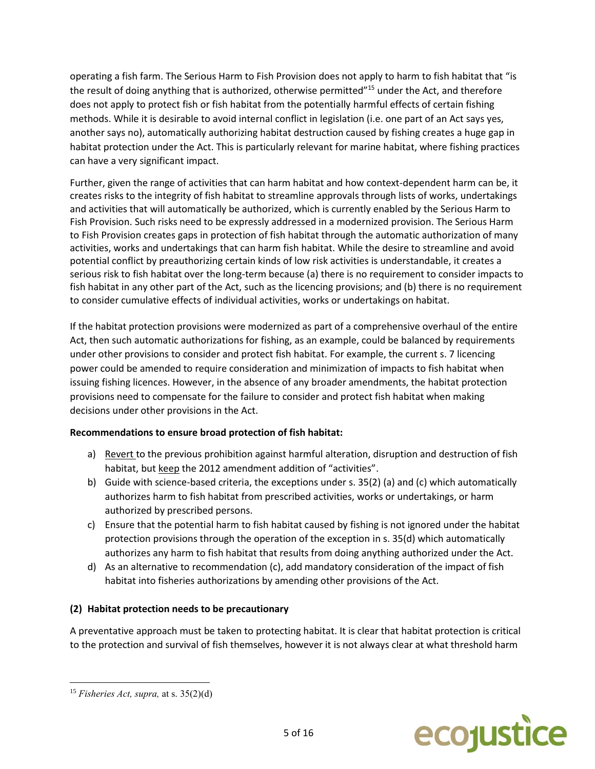operating a fish farm. The Serious Harm to Fish Provision does not apply to harm to fish habitat that "is the result of doing anything that is authorized, otherwise permitted"[15] under the Act, and therefore does not apply to protect fish or fish habitat from the potentially harmful effects of certain fishing methods. While it is desirable to avoid internal conflict in legislation (i.e. one part of an Act says yes, another says no), automatically authorizing habitat destruction caused by fishing creates a huge gap in habitat protection under the Act. This is particularly relevant for marine habitat, where fishing practices can have a very significant impact.

Further, given the range of activities that can harm habitat and how context-dependent harm can be, it creates risks to the integrity of fish habitat to streamline approvals through lists of works, undertakings and activities that will automatically be authorized, which is currently enabled by the Serious Harm to Fish Provision. Such risks need to be expressly addressed in a modernized provision. The Serious Harm to Fish Provision creates gaps in protection of fish habitat through the automatic authorization of many activities, works and undertakings that can harm fish habitat. While the desire to streamline and avoid potential conflict by preauthorizing certain kinds of low risk activities is understandable, it creates a serious risk to fish habitat over the long-term because (a) there is no requirement to consider impacts to fish habitat in any other part of the Act, such as the licencing provisions; and (b) there is no requirement to consider cumulative effects of individual activities, works or undertakings on habitat.

If the habitat protection provisions were modernized as part of a comprehensive overhaul of the entire Act, then such automatic authorizations for fishing, as an example, could be balanced by requirements under other provisions to consider and protect fish habitat. For example, the current s. 7 licencing power could be amended to require consideration and minimization of impacts to fish habitat when issuing fishing licences. However, in the absence of any broader amendments, the habitat protection provisions need to compensate for the failure to consider and protect fish habitat when making decisions under other provisions in the Act.

**Recommendations to ensure broad protection of fish habitat:**

a) <u>Revert</u> to the previous prohibition against harmful alteration, disruption and destruction of fish habitat, but <u>keep</u> the 2012 amendment addition of "activities".
b) Guide with science-based criteria, the exceptions under s. 35(2) (a) and (c) which automatically authorizes harm to fish habitat from prescribed activities, works or undertakings, or harm authorized by prescribed persons.
c) Ensure that the potential harm to fish habitat caused by fishing is not ignored under the habitat protection provisions through the operation of the exception in s. 35(d) which automatically authorizes any harm to fish habitat that results from doing anything authorized under the Act.
d) As an alternative to recommendation (c), add mandatory consideration of the impact of fish habitat into fisheries authorizations by amending other provisions of the Act.

**(2) Habitat protection needs to be precautionary**

A preventative approach must be taken to protecting habitat. It is clear that habitat protection is critical to the protection and survival of fish themselves, however it is not always clear at what threshold harm

---

[15] *Fisheries Act, supra,* at s. 35(2)(d)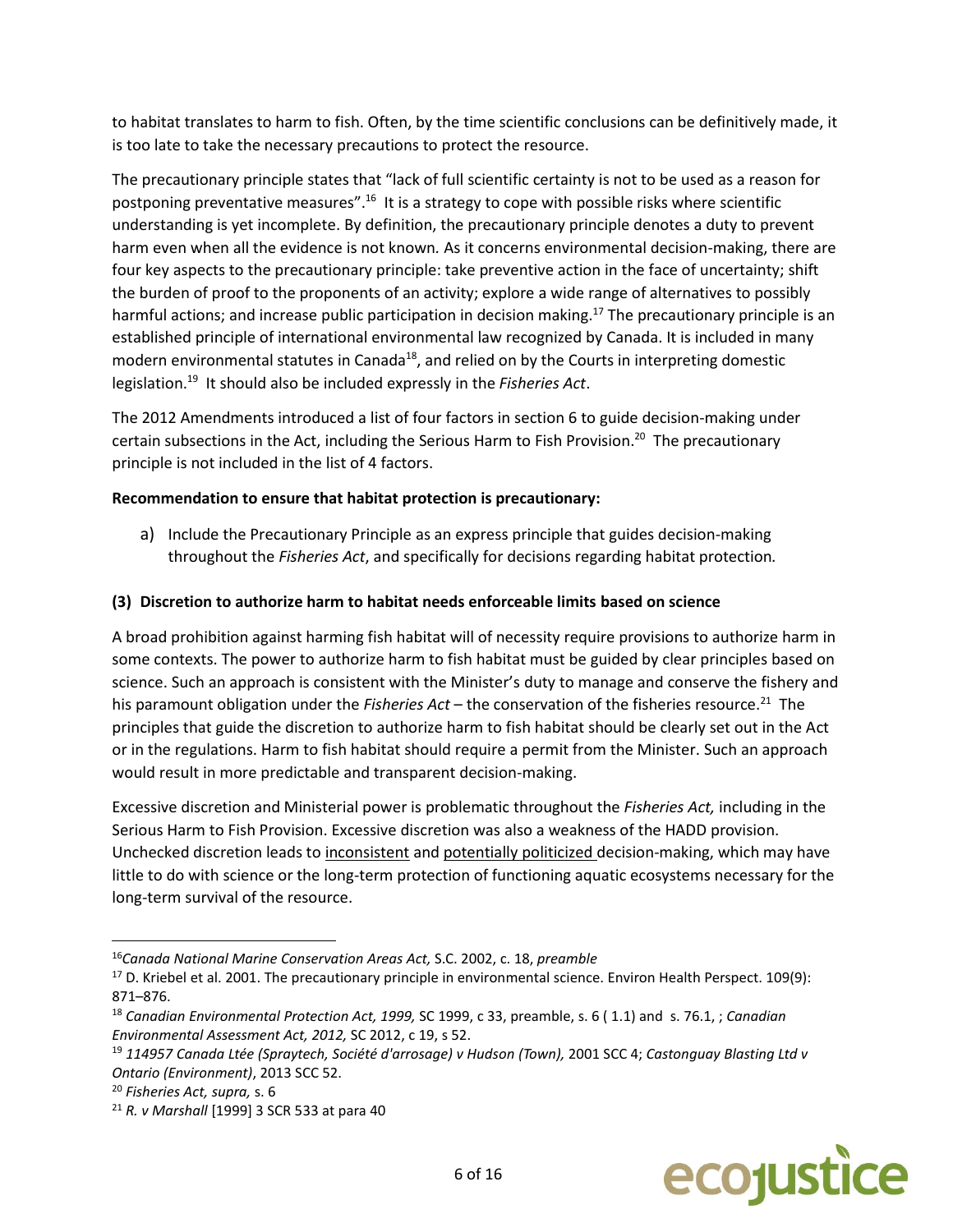to habitat translates to harm to fish. Often, by the time scientific conclusions can be definitively made, it is too late to take the necessary precautions to protect the resource.

The precautionary principle states that "lack of full scientific certainty is not to be used as a reason for postponing preventative measures".[16] It is a strategy to cope with possible risks where scientific understanding is yet incomplete. By definition, the precautionary principle denotes a duty to prevent harm even when all the evidence is not known. As it concerns environmental decision-making, there are four key aspects to the precautionary principle: take preventive action in the face of uncertainty; shift the burden of proof to the proponents of an activity; explore a wide range of alternatives to possibly harmful actions; and increase public participation in decision making.[17] The precautionary principle is an established principle of international environmental law recognized by Canada. It is included in many modern environmental statutes in Canada[18], and relied on by the Courts in interpreting domestic legislation.[19] It should also be included expressly in the *Fisheries Act*.

The 2012 Amendments introduced a list of four factors in section 6 to guide decision-making under certain subsections in the Act, including the Serious Harm to Fish Provision.[20] The precautionary principle is not included in the list of 4 factors.

**Recommendation to ensure that habitat protection is precautionary:**

a) Include the Precautionary Principle as an express principle that guides decision-making throughout the *Fisheries Act*, and specifically for decisions regarding habitat protection.

**(3) Discretion to authorize harm to habitat needs enforceable limits based on science**

A broad prohibition against harming fish habitat will of necessity require provisions to authorize harm in some contexts. The power to authorize harm to fish habitat must be guided by clear principles based on science. Such an approach is consistent with the Minister's duty to manage and conserve the fishery and his paramount obligation under the *Fisheries Act* – the conservation of the fisheries resource.[21] The principles that guide the discretion to authorize harm to fish habitat should be clearly set out in the Act or in the regulations. Harm to fish habitat should require a permit from the Minister. Such an approach would result in more predictable and transparent decision-making.

Excessive discretion and Ministerial power is problematic throughout the *Fisheries Act,* including in the Serious Harm to Fish Provision. Excessive discretion was also a weakness of the HADD provision. Unchecked discretion leads to inconsistent and potentially politicized decision-making, which may have little to do with science or the long-term protection of functioning aquatic ecosystems necessary for the long-term survival of the resource.

---

[16] *Canada National Marine Conservation Areas Act,* S.C. 2002, c. 18, *preamble*

[17] D. Kriebel et al. 2001. The precautionary principle in environmental science. Environ Health Perspect. 109(9): 871–876.

[18] *Canadian Environmental Protection Act, 1999,* SC 1999, c 33, preamble, s. 6 ( 1.1) and s. 76.1, ; *Canadian Environmental Assessment Act, 2012,* SC 2012, c 19, s 52.

[19] *114957 Canada Ltée (Spraytech, Société d'arrosage) v Hudson (Town),* 2001 SCC 4; *Castonguay Blasting Ltd v Ontario (Environment)*, 2013 SCC 52.

[20] *Fisheries Act, supra,* s. 6

[21] *R. v Marshall* [1999] 3 SCR 533 at para 40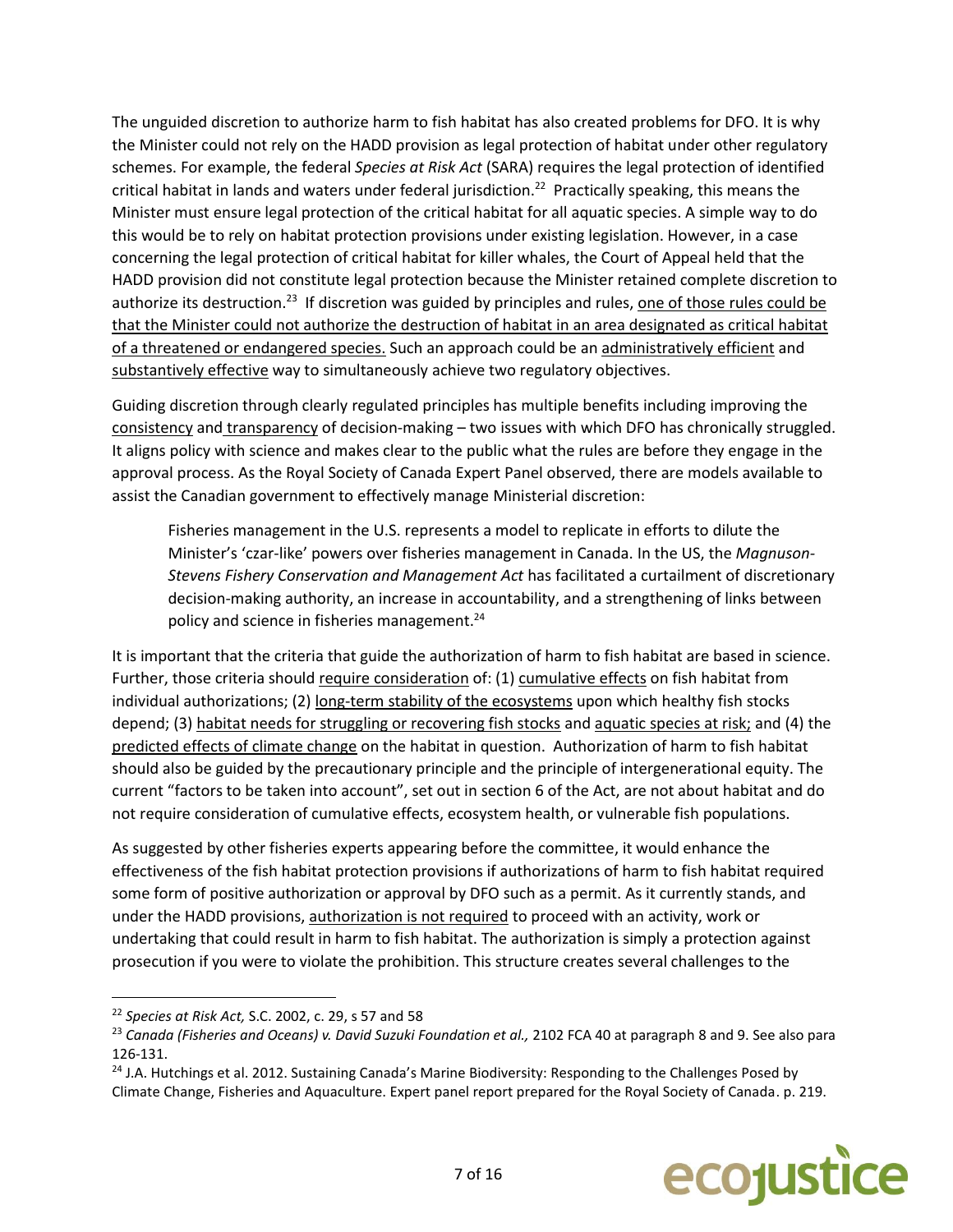The unguided discretion to authorize harm to fish habitat has also created problems for DFO. It is why the Minister could not rely on the HADD provision as legal protection of habitat under other regulatory schemes. For example, the federal *Species at Risk Act* (SARA) requires the legal protection of identified critical habitat in lands and waters under federal jurisdiction.[22] Practically speaking, this means the Minister must ensure legal protection of the critical habitat for all aquatic species. A simple way to do this would be to rely on habitat protection provisions under existing legislation. However, in a case concerning the legal protection of critical habitat for killer whales, the Court of Appeal held that the HADD provision did not constitute legal protection because the Minister retained complete discretion to authorize its destruction.[23] If discretion was guided by principles and rules, one of those rules could be that the Minister could not authorize the destruction of habitat in an area designated as critical habitat of a threatened or endangered species. Such an approach could be an administratively efficient and substantively effective way to simultaneously achieve two regulatory objectives.

Guiding discretion through clearly regulated principles has multiple benefits including improving the consistency and transparency of decision-making – two issues with which DFO has chronically struggled. It aligns policy with science and makes clear to the public what the rules are before they engage in the approval process. As the Royal Society of Canada Expert Panel observed, there are models available to assist the Canadian government to effectively manage Ministerial discretion:

> Fisheries management in the U.S. represents a model to replicate in efforts to dilute the Minister's 'czar-like' powers over fisheries management in Canada. In the US, the *Magnuson-Stevens Fishery Conservation and Management Act* has facilitated a curtailment of discretionary decision-making authority, an increase in accountability, and a strengthening of links between policy and science in fisheries management.[24]

It is important that the criteria that guide the authorization of harm to fish habitat are based in science. Further, those criteria should require consideration of: (1) cumulative effects on fish habitat from individual authorizations; (2) long-term stability of the ecosystems upon which healthy fish stocks depend; (3) habitat needs for struggling or recovering fish stocks and aquatic species at risk; and (4) the predicted effects of climate change on the habitat in question. Authorization of harm to fish habitat should also be guided by the precautionary principle and the principle of intergenerational equity. The current "factors to be taken into account", set out in section 6 of the Act, are not about habitat and do not require consideration of cumulative effects, ecosystem health, or vulnerable fish populations.

As suggested by other fisheries experts appearing before the committee, it would enhance the effectiveness of the fish habitat protection provisions if authorizations of harm to fish habitat required some form of positive authorization or approval by DFO such as a permit. As it currently stands, and under the HADD provisions, authorization is not required to proceed with an activity, work or undertaking that could result in harm to fish habitat. The authorization is simply a protection against prosecution if you were to violate the prohibition. This structure creates several challenges to the

---

[22] *Species at Risk Act,* S.C. 2002, c. 29, s 57 and 58

[23] *Canada (Fisheries and Oceans) v. David Suzuki Foundation et al.,* 2102 FCA 40 at paragraph 8 and 9. See also para 126-131.

[24] J.A. Hutchings et al. 2012. Sustaining Canada's Marine Biodiversity: Responding to the Challenges Posed by Climate Change, Fisheries and Aquaculture. Expert panel report prepared for the Royal Society of Canada. p. 219.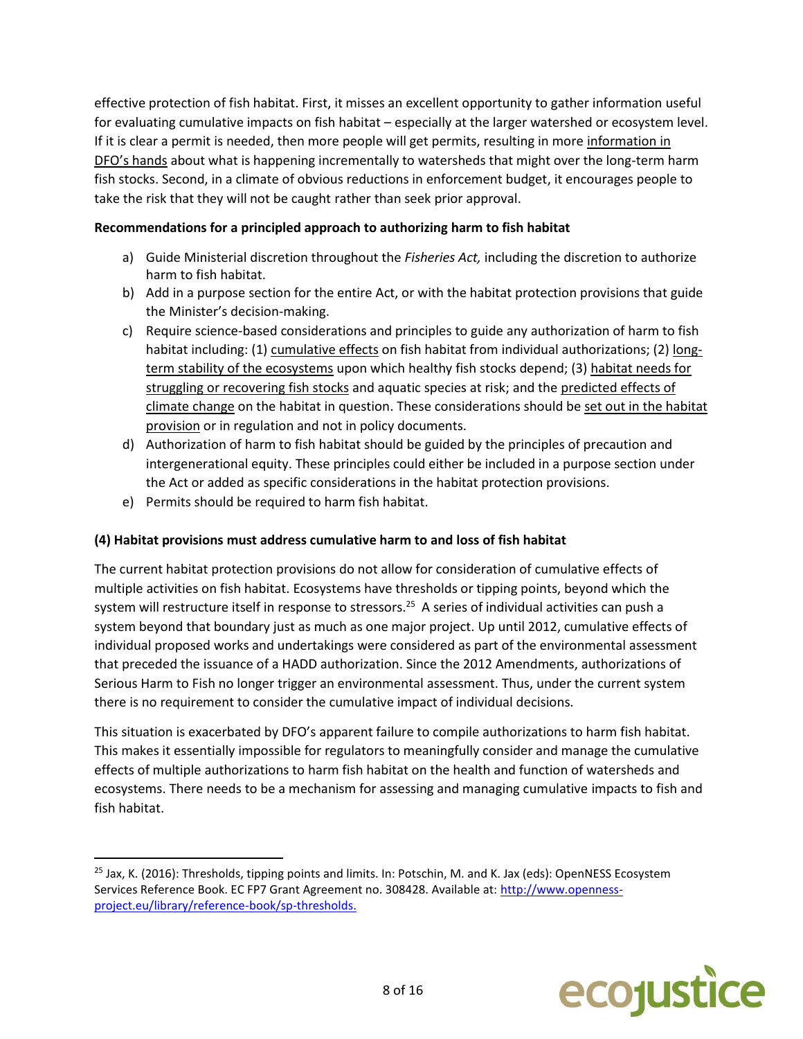effective protection of fish habitat. First, it misses an excellent opportunity to gather information useful for evaluating cumulative impacts on fish habitat – especially at the larger watershed or ecosystem level. If it is clear a permit is needed, then more people will get permits, resulting in more <u>information in DFO's hands</u> about what is happening incrementally to watersheds that might over the long-term harm fish stocks. Second, in a climate of obvious reductions in enforcement budget, it encourages people to take the risk that they will not be caught rather than seek prior approval.

**Recommendations for a principled approach to authorizing harm to fish habitat**

a) Guide Ministerial discretion throughout the *Fisheries Act,* including the discretion to authorize harm to fish habitat.
b) Add in a purpose section for the entire Act, or with the habitat protection provisions that guide the Minister's decision-making.
c) Require science-based considerations and principles to guide any authorization of harm to fish habitat including: (1) <u>cumulative effects</u> on fish habitat from individual authorizations; (2) <u>long-term stability of the ecosystems</u> upon which healthy fish stocks depend; (3) <u>habitat needs for struggling or recovering fish stocks</u> and aquatic species at risk; and the <u>predicted effects of climate change</u> on the habitat in question. These considerations should be <u>set out in the habitat provision</u> or in regulation and not in policy documents.
d) Authorization of harm to fish habitat should be guided by the principles of precaution and intergenerational equity. These principles could either be included in a purpose section under the Act or added as specific considerations in the habitat protection provisions.
e) Permits should be required to harm fish habitat.

**(4) Habitat provisions must address cumulative harm to and loss of fish habitat**

The current habitat protection provisions do not allow for consideration of cumulative effects of multiple activities on fish habitat. Ecosystems have thresholds or tipping points, beyond which the system will restructure itself in response to stressors.[25] A series of individual activities can push a system beyond that boundary just as much as one major project. Up until 2012, cumulative effects of individual proposed works and undertakings were considered as part of the environmental assessment that preceded the issuance of a HADD authorization. Since the 2012 Amendments, authorizations of Serious Harm to Fish no longer trigger an environmental assessment. Thus, under the current system there is no requirement to consider the cumulative impact of individual decisions.

This situation is exacerbated by DFO's apparent failure to compile authorizations to harm fish habitat. This makes it essentially impossible for regulators to meaningfully consider and manage the cumulative effects of multiple authorizations to harm fish habitat on the health and function of watersheds and ecosystems. There needs to be a mechanism for assessing and managing cumulative impacts to fish and fish habitat.

---

[25] Jax, K. (2016): Thresholds, tipping points and limits. In: Potschin, M. and K. Jax (eds): OpenNESS Ecosystem Services Reference Book. EC FP7 Grant Agreement no. 308428. Available at: http://www.openness-project.eu/library/reference-book/sp-thresholds.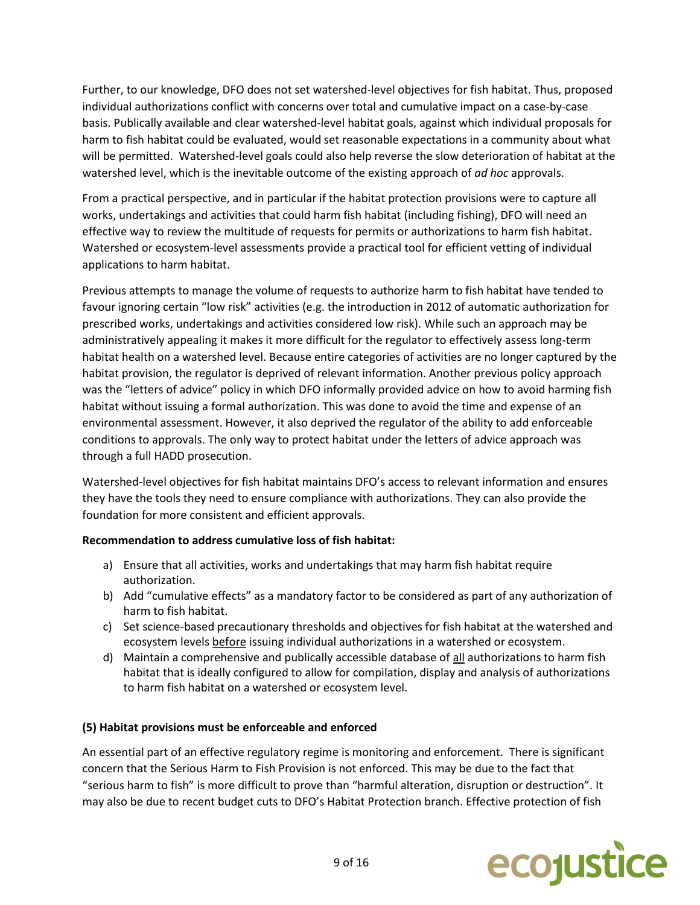Further, to our knowledge, DFO does not set watershed-level objectives for fish habitat. Thus, proposed individual authorizations conflict with concerns over total and cumulative impact on a case-by-case basis. Publically available and clear watershed-level habitat goals, against which individual proposals for harm to fish habitat could be evaluated, would set reasonable expectations in a community about what will be permitted. Watershed-level goals could also help reverse the slow deterioration of habitat at the watershed level, which is the inevitable outcome of the existing approach of *ad hoc* approvals.

From a practical perspective, and in particular if the habitat protection provisions were to capture all works, undertakings and activities that could harm fish habitat (including fishing), DFO will need an effective way to review the multitude of requests for permits or authorizations to harm fish habitat. Watershed or ecosystem-level assessments provide a practical tool for efficient vetting of individual applications to harm habitat.

Previous attempts to manage the volume of requests to authorize harm to fish habitat have tended to favour ignoring certain "low risk" activities (e.g. the introduction in 2012 of automatic authorization for prescribed works, undertakings and activities considered low risk). While such an approach may be administratively appealing it makes it more difficult for the regulator to effectively assess long-term habitat health on a watershed level. Because entire categories of activities are no longer captured by the habitat provision, the regulator is deprived of relevant information. Another previous policy approach was the "letters of advice" policy in which DFO informally provided advice on how to avoid harming fish habitat without issuing a formal authorization. This was done to avoid the time and expense of an environmental assessment. However, it also deprived the regulator of the ability to add enforceable conditions to approvals. The only way to protect habitat under the letters of advice approach was through a full HADD prosecution.

Watershed-level objectives for fish habitat maintains DFO's access to relevant information and ensures they have the tools they need to ensure compliance with authorizations. They can also provide the foundation for more consistent and efficient approvals.

**Recommendation to address cumulative loss of fish habitat:**

a) Ensure that all activities, works and undertakings that may harm fish habitat require authorization.
b) Add "cumulative effects" as a mandatory factor to be considered as part of any authorization of harm to fish habitat.
c) Set science-based precautionary thresholds and objectives for fish habitat at the watershed and ecosystem levels <u>before</u> issuing individual authorizations in a watershed or ecosystem.
d) Maintain a comprehensive and publically accessible database of <u>all</u> authorizations to harm fish habitat that is ideally configured to allow for compilation, display and analysis of authorizations to harm fish habitat on a watershed or ecosystem level.

**(5) Habitat provisions must be enforceable and enforced**

An essential part of an effective regulatory regime is monitoring and enforcement. There is significant concern that the Serious Harm to Fish Provision is not enforced. This may be due to the fact that "serious harm to fish" is more difficult to prove than "harmful alteration, disruption or destruction". It may also be due to recent budget cuts to DFO's Habitat Protection branch. Effective protection of fish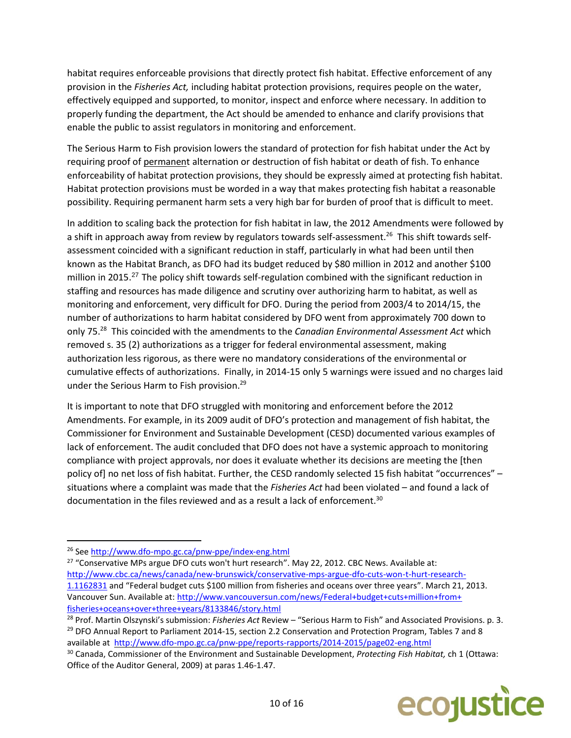habitat requires enforceable provisions that directly protect fish habitat. Effective enforcement of any provision in the *Fisheries Act,* including habitat protection provisions, requires people on the water, effectively equipped and supported, to monitor, inspect and enforce where necessary. In addition to properly funding the department, the Act should be amended to enhance and clarify provisions that enable the public to assist regulators in monitoring and enforcement.

The Serious Harm to Fish provision lowers the standard of protection for fish habitat under the Act by requiring proof of <u>permanen</u>t alternation or destruction of fish habitat or death of fish. To enhance enforceability of habitat protection provisions, they should be expressly aimed at protecting fish habitat. Habitat protection provisions must be worded in a way that makes protecting fish habitat a reasonable possibility. Requiring permanent harm sets a very high bar for burden of proof that is difficult to meet.

In addition to scaling back the protection for fish habitat in law, the 2012 Amendments were followed by a shift in approach away from review by regulators towards self-assessment.[26] This shift towards self-assessment coincided with a significant reduction in staff, particularly in what had been until then known as the Habitat Branch, as DFO had its budget reduced by $80 million in 2012 and another $100 million in 2015.[27] The policy shift towards self-regulation combined with the significant reduction in staffing and resources has made diligence and scrutiny over authorizing harm to habitat, as well as monitoring and enforcement, very difficult for DFO. During the period from 2003/4 to 2014/15, the number of authorizations to harm habitat considered by DFO went from approximately 700 down to only 75.[28] This coincided with the amendments to the *Canadian Environmental Assessment Act* which removed s. 35 (2) authorizations as a trigger for federal environmental assessment, making authorization less rigorous, as there were no mandatory considerations of the environmental or cumulative effects of authorizations. Finally, in 2014-15 only 5 warnings were issued and no charges laid under the Serious Harm to Fish provision.[29]

It is important to note that DFO struggled with monitoring and enforcement before the 2012 Amendments. For example, in its 2009 audit of DFO's protection and management of fish habitat, the Commissioner for Environment and Sustainable Development (CESD) documented various examples of lack of enforcement. The audit concluded that DFO does not have a systemic approach to monitoring compliance with project approvals, nor does it evaluate whether its decisions are meeting the [then policy of] no net loss of fish habitat. Further, the CESD randomly selected 15 fish habitat "occurrences" – situations where a complaint was made that the *Fisheries Act* had been violated – and found a lack of documentation in the files reviewed and as a result a lack of enforcement.[30]

---

[26] See http://www.dfo-mpo.gc.ca/pnw-ppe/index-eng.html

[27] "Conservative MPs argue DFO cuts won't hurt research". May 22, 2012. CBC News. Available at: http://www.cbc.ca/news/canada/new-brunswick/conservative-mps-argue-dfo-cuts-won-t-hurt-research-1.1162831 and "Federal budget cuts $100 million from fisheries and oceans over three years". March 21, 2013. Vancouver Sun. Available at: http://www.vancouversun.com/news/Federal+budget+cuts+million+from+fisheries+oceans+over+three+years/8133846/story.html

[28] Prof. Martin Olszynski's submission: *Fisheries Act* Review – "Serious Harm to Fish" and Associated Provisions. p. 3.

[29] DFO Annual Report to Parliament 2014-15, section 2.2 Conservation and Protection Program, Tables 7 and 8 available at http://www.dfo-mpo.gc.ca/pnw-ppe/reports-rapports/2014-2015/page02-eng.html

[30] Canada, Commissioner of the Environment and Sustainable Development, *Protecting Fish Habitat,* ch 1 (Ottawa: Office of the Auditor General, 2009) at paras 1.46-1.47.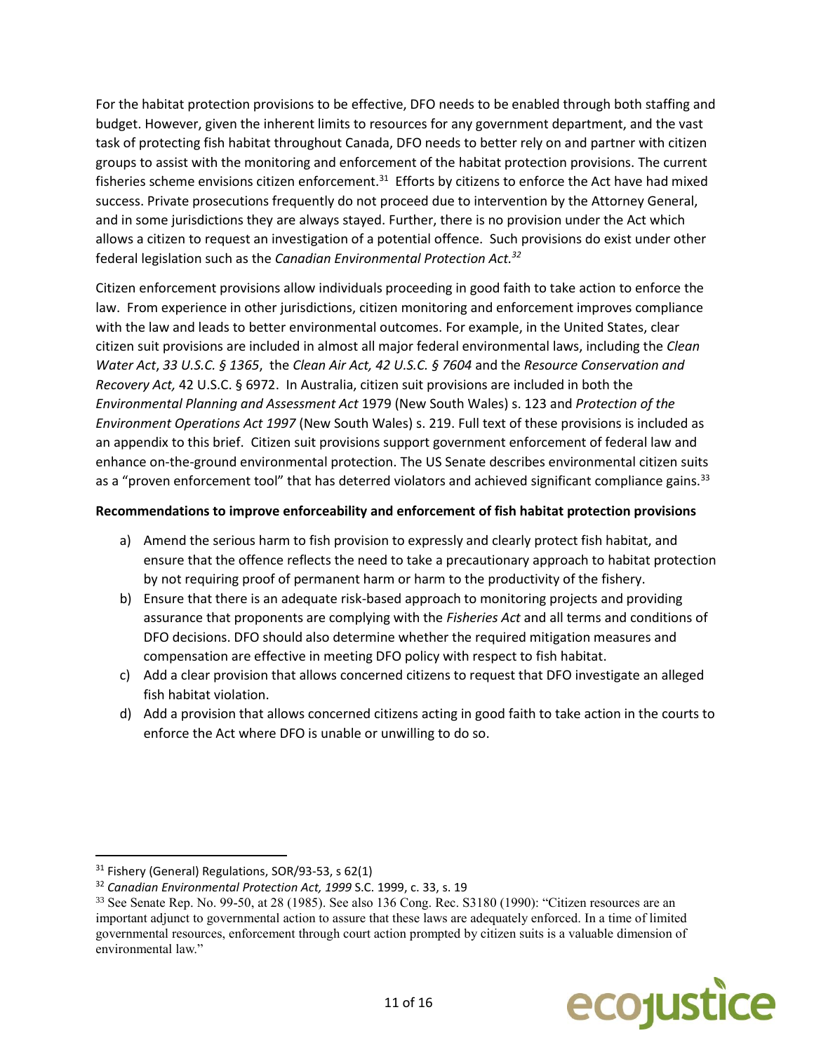For the habitat protection provisions to be effective, DFO needs to be enabled through both staffing and budget. However, given the inherent limits to resources for any government department, and the vast task of protecting fish habitat throughout Canada, DFO needs to better rely on and partner with citizen groups to assist with the monitoring and enforcement of the habitat protection provisions. The current fisheries scheme envisions citizen enforcement.[31] Efforts by citizens to enforce the Act have had mixed success. Private prosecutions frequently do not proceed due to intervention by the Attorney General, and in some jurisdictions they are always stayed. Further, there is no provision under the Act which allows a citizen to request an investigation of a potential offence. Such provisions do exist under other federal legislation such as the *Canadian Environmental Protection Act.*[32]

Citizen enforcement provisions allow individuals proceeding in good faith to take action to enforce the law. From experience in other jurisdictions, citizen monitoring and enforcement improves compliance with the law and leads to better environmental outcomes. For example, in the United States, clear citizen suit provisions are included in almost all major federal environmental laws, including the *Clean Water Act*, *33 U.S.C. § 1365*, the *Clean Air Act, 42 U.S.C. § 7604* and the *Resource Conservation and Recovery Act,* 42 U.S.C. § 6972. In Australia, citizen suit provisions are included in both the *Environmental Planning and Assessment Act* 1979 (New South Wales) s. 123 and *Protection of the Environment Operations Act 1997* (New South Wales) s. 219. Full text of these provisions is included as an appendix to this brief. Citizen suit provisions support government enforcement of federal law and enhance on-the-ground environmental protection. The US Senate describes environmental citizen suits as a "proven enforcement tool" that has deterred violators and achieved significant compliance gains.[33]

**Recommendations to improve enforceability and enforcement of fish habitat protection provisions**

a) Amend the serious harm to fish provision to expressly and clearly protect fish habitat, and ensure that the offence reflects the need to take a precautionary approach to habitat protection by not requiring proof of permanent harm or harm to the productivity of the fishery.
b) Ensure that there is an adequate risk-based approach to monitoring projects and providing assurance that proponents are complying with the *Fisheries Act* and all terms and conditions of DFO decisions. DFO should also determine whether the required mitigation measures and compensation are effective in meeting DFO policy with respect to fish habitat.
c) Add a clear provision that allows concerned citizens to request that DFO investigate an alleged fish habitat violation.
d) Add a provision that allows concerned citizens acting in good faith to take action in the courts to enforce the Act where DFO is unable or unwilling to do so.

---

[31] Fishery (General) Regulations, SOR/93-53, s 62(1)

[32] *Canadian Environmental Protection Act, 1999* S.C. 1999, c. 33, s. 19

[33] See Senate Rep. No. 99-50, at 28 (1985). See also 136 Cong. Rec. S3180 (1990): "Citizen resources are an important adjunct to governmental action to assure that these laws are adequately enforced. In a time of limited governmental resources, enforcement through court action prompted by citizen suits is a valuable dimension of environmental law."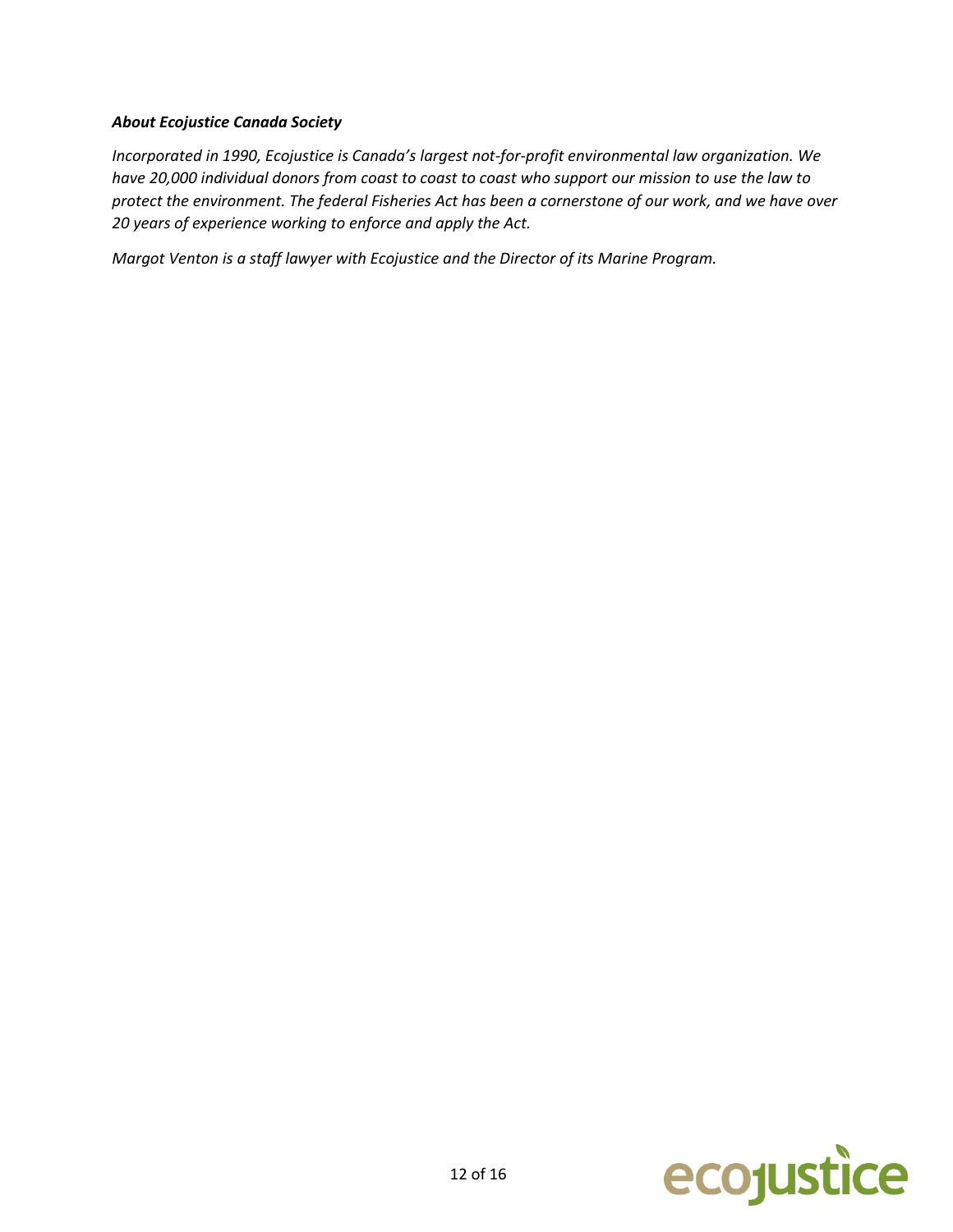***About Ecojustice Canada Society***

*Incorporated in 1990, Ecojustice is Canada's largest not-for-profit environmental law organization. We have 20,000 individual donors from coast to coast to coast who support our mission to use the law to protect the environment. The federal Fisheries Act has been a cornerstone of our work, and we have over 20 years of experience working to enforce and apply the Act.*

*Margot Venton is a staff lawyer with Ecojustice and the Director of its Marine Program.*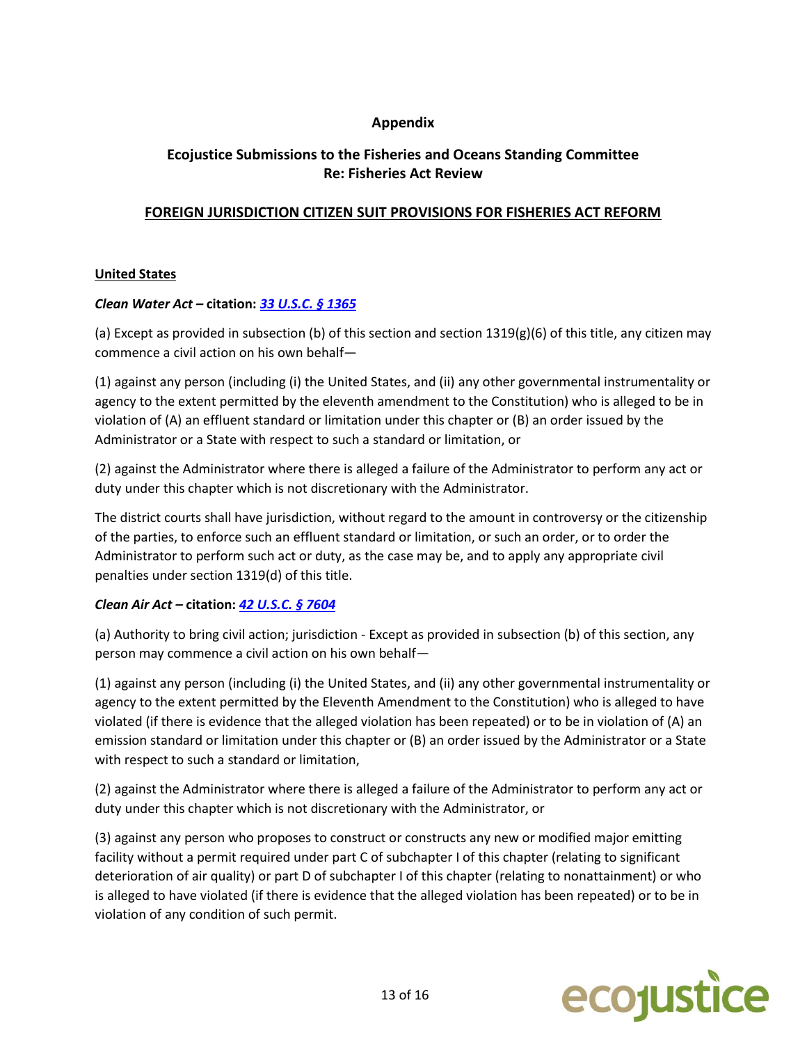**Appendix**

**Ecojustice Submissions to the Fisheries and Oceans Standing Committee**
**Re: Fisheries Act Review**

**FOREIGN JURISDICTION CITIZEN SUIT PROVISIONS FOR FISHERIES ACT REFORM**

**United States**

***Clean Water Act* – citation: *33 U.S.C. § 1365***

(a) Except as provided in subsection (b) of this section and section 1319(g)(6) of this title, any citizen may commence a civil action on his own behalf—

(1) against any person (including (i) the United States, and (ii) any other governmental instrumentality or agency to the extent permitted by the eleventh amendment to the Constitution) who is alleged to be in violation of (A) an effluent standard or limitation under this chapter or (B) an order issued by the Administrator or a State with respect to such a standard or limitation, or

(2) against the Administrator where there is alleged a failure of the Administrator to perform any act or duty under this chapter which is not discretionary with the Administrator.

The district courts shall have jurisdiction, without regard to the amount in controversy or the citizenship of the parties, to enforce such an effluent standard or limitation, or such an order, or to order the Administrator to perform such act or duty, as the case may be, and to apply any appropriate civil penalties under section 1319(d) of this title.

***Clean Air Act* – citation: *42 U.S.C. § 7604***

(a) Authority to bring civil action; jurisdiction - Except as provided in subsection (b) of this section, any person may commence a civil action on his own behalf—

(1) against any person (including (i) the United States, and (ii) any other governmental instrumentality or agency to the extent permitted by the Eleventh Amendment to the Constitution) who is alleged to have violated (if there is evidence that the alleged violation has been repeated) or to be in violation of (A) an emission standard or limitation under this chapter or (B) an order issued by the Administrator or a State with respect to such a standard or limitation,

(2) against the Administrator where there is alleged a failure of the Administrator to perform any act or duty under this chapter which is not discretionary with the Administrator, or

(3) against any person who proposes to construct or constructs any new or modified major emitting facility without a permit required under part C of subchapter I of this chapter (relating to significant deterioration of air quality) or part D of subchapter I of this chapter (relating to nonattainment) or who is alleged to have violated (if there is evidence that the alleged violation has been repeated) or to be in violation of any condition of such permit.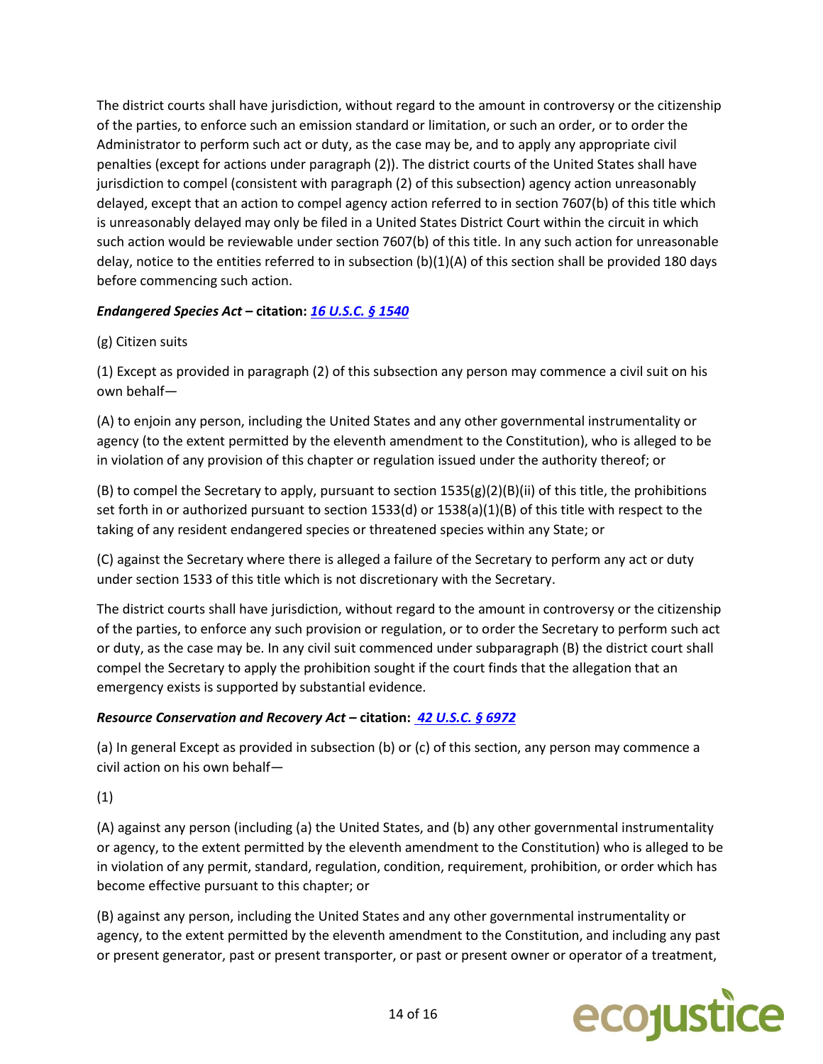The district courts shall have jurisdiction, without regard to the amount in controversy or the citizenship of the parties, to enforce such an emission standard or limitation, or such an order, or to order the Administrator to perform such act or duty, as the case may be, and to apply any appropriate civil penalties (except for actions under paragraph (2)). The district courts of the United States shall have jurisdiction to compel (consistent with paragraph (2) of this subsection) agency action unreasonably delayed, except that an action to compel agency action referred to in section 7607(b) of this title which is unreasonably delayed may only be filed in a United States District Court within the circuit in which such action would be reviewable under section 7607(b) of this title. In any such action for unreasonable delay, notice to the entities referred to in subsection (b)(1)(A) of this section shall be provided 180 days before commencing such action.

***Endangered Species Act* – citation: *[16 U.S.C. § 1540](16 U.S.C. § 1540)***

(g) Citizen suits

(1) Except as provided in paragraph (2) of this subsection any person may commence a civil suit on his own behalf—

(A) to enjoin any person, including the United States and any other governmental instrumentality or agency (to the extent permitted by the eleventh amendment to the Constitution), who is alleged to be in violation of any provision of this chapter or regulation issued under the authority thereof; or

(B) to compel the Secretary to apply, pursuant to section 1535(g)(2)(B)(ii) of this title, the prohibitions set forth in or authorized pursuant to section 1533(d) or 1538(a)(1)(B) of this title with respect to the taking of any resident endangered species or threatened species within any State; or

(C) against the Secretary where there is alleged a failure of the Secretary to perform any act or duty under section 1533 of this title which is not discretionary with the Secretary.

The district courts shall have jurisdiction, without regard to the amount in controversy or the citizenship of the parties, to enforce any such provision or regulation, or to order the Secretary to perform such act or duty, as the case may be. In any civil suit commenced under subparagraph (B) the district court shall compel the Secretary to apply the prohibition sought if the court finds that the allegation that an emergency exists is supported by substantial evidence.

***Resource Conservation and Recovery Act* – citation: *[42 U.S.C. § 6972](42 U.S.C. § 6972)***

(a) In general Except as provided in subsection (b) or (c) of this section, any person may commence a civil action on his own behalf—

(1)

(A) against any person (including (a) the United States, and (b) any other governmental instrumentality or agency, to the extent permitted by the eleventh amendment to the Constitution) who is alleged to be in violation of any permit, standard, regulation, condition, requirement, prohibition, or order which has become effective pursuant to this chapter; or

(B) against any person, including the United States and any other governmental instrumentality or agency, to the extent permitted by the eleventh amendment to the Constitution, and including any past or present generator, past or present transporter, or past or present owner or operator of a treatment,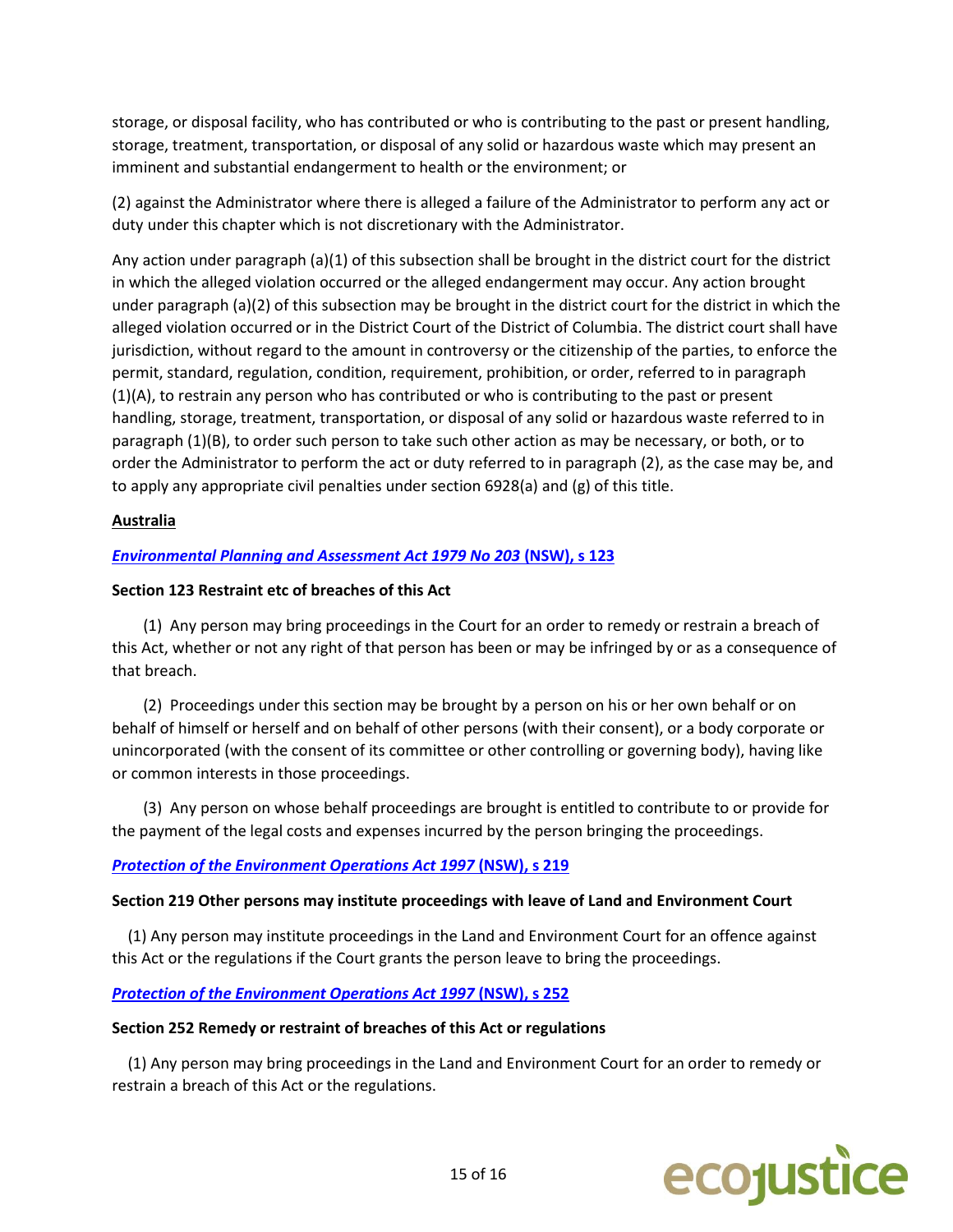storage, or disposal facility, who has contributed or who is contributing to the past or present handling, storage, treatment, transportation, or disposal of any solid or hazardous waste which may present an imminent and substantial endangerment to health or the environment; or

(2) against the Administrator where there is alleged a failure of the Administrator to perform any act or duty under this chapter which is not discretionary with the Administrator.

Any action under paragraph (a)(1) of this subsection shall be brought in the district court for the district in which the alleged violation occurred or the alleged endangerment may occur. Any action brought under paragraph (a)(2) of this subsection may be brought in the district court for the district in which the alleged violation occurred or in the District Court of the District of Columbia. The district court shall have jurisdiction, without regard to the amount in controversy or the citizenship of the parties, to enforce the permit, standard, regulation, condition, requirement, prohibition, or order, referred to in paragraph (1)(A), to restrain any person who has contributed or who is contributing to the past or present handling, storage, treatment, transportation, or disposal of any solid or hazardous waste referred to in paragraph (1)(B), to order such person to take such other action as may be necessary, or both, or to order the Administrator to perform the act or duty referred to in paragraph (2), as the case may be, and to apply any appropriate civil penalties under section 6928(a) and (g) of this title.

**Australia**

***Environmental Planning and Assessment Act 1979 No 203* (NSW), s 123**

**Section 123 Restraint etc of breaches of this Act**

(1) Any person may bring proceedings in the Court for an order to remedy or restrain a breach of this Act, whether or not any right of that person has been or may be infringed by or as a consequence of that breach.

(2) Proceedings under this section may be brought by a person on his or her own behalf or on behalf of himself or herself and on behalf of other persons (with their consent), or a body corporate or unincorporated (with the consent of its committee or other controlling or governing body), having like or common interests in those proceedings.

(3) Any person on whose behalf proceedings are brought is entitled to contribute to or provide for the payment of the legal costs and expenses incurred by the person bringing the proceedings.

***Protection of the Environment Operations Act 1997* (NSW), s 219**

**Section 219 Other persons may institute proceedings with leave of Land and Environment Court**

(1) Any person may institute proceedings in the Land and Environment Court for an offence against this Act or the regulations if the Court grants the person leave to bring the proceedings.

***Protection of the Environment Operations Act 1997* (NSW), s 252**

**Section 252 Remedy or restraint of breaches of this Act or regulations**

(1) Any person may bring proceedings in the Land and Environment Court for an order to remedy or restrain a breach of this Act or the regulations.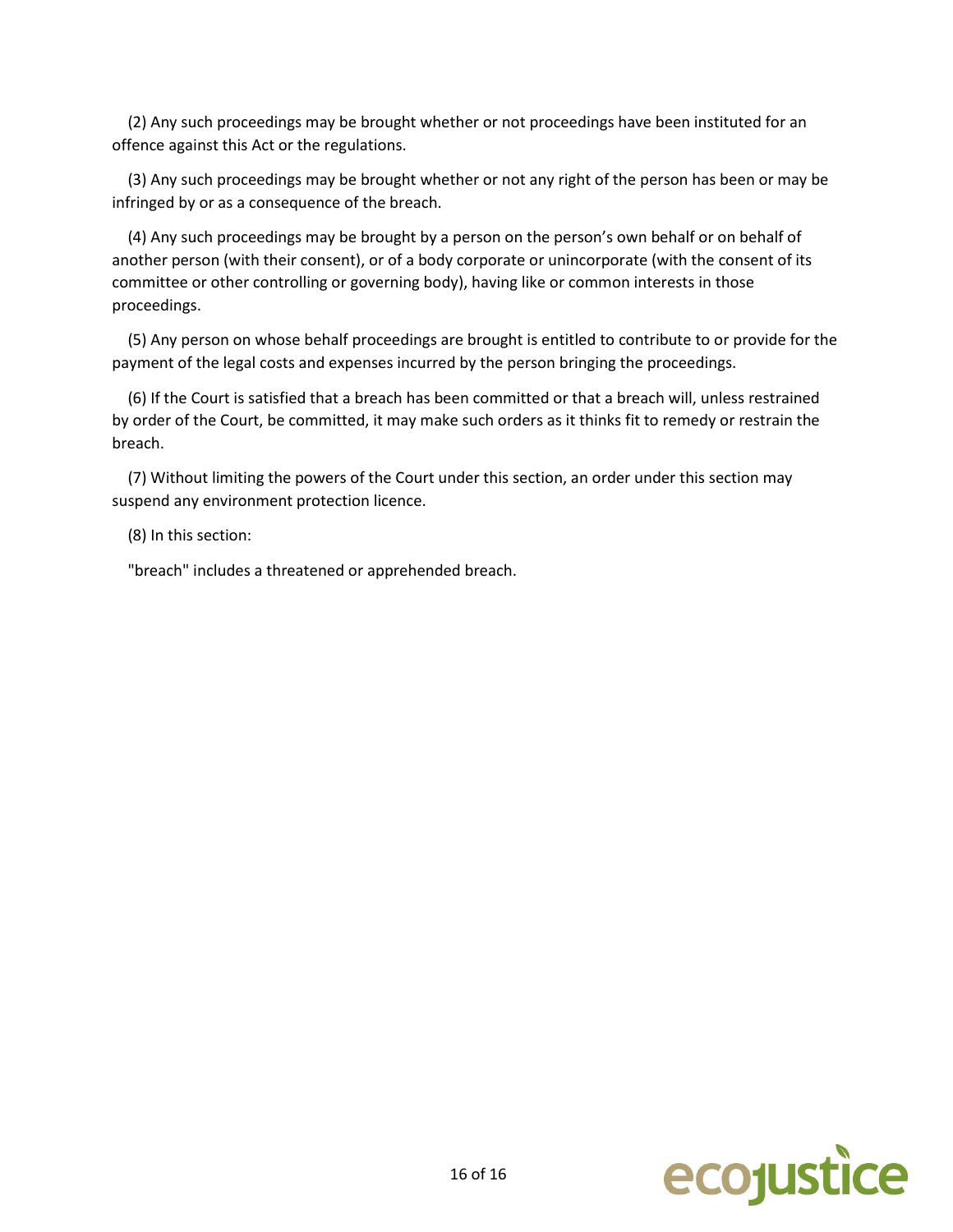(2) Any such proceedings may be brought whether or not proceedings have been instituted for an offence against this Act or the regulations.

(3) Any such proceedings may be brought whether or not any right of the person has been or may be infringed by or as a consequence of the breach.

(4) Any such proceedings may be brought by a person on the person's own behalf or on behalf of another person (with their consent), or of a body corporate or unincorporate (with the consent of its committee or other controlling or governing body), having like or common interests in those proceedings.

(5) Any person on whose behalf proceedings are brought is entitled to contribute to or provide for the payment of the legal costs and expenses incurred by the person bringing the proceedings.

(6) If the Court is satisfied that a breach has been committed or that a breach will, unless restrained by order of the Court, be committed, it may make such orders as it thinks fit to remedy or restrain the breach.

(7) Without limiting the powers of the Court under this section, an order under this section may suspend any environment protection licence.

(8) In this section:

"breach" includes a threatened or apprehended breach.